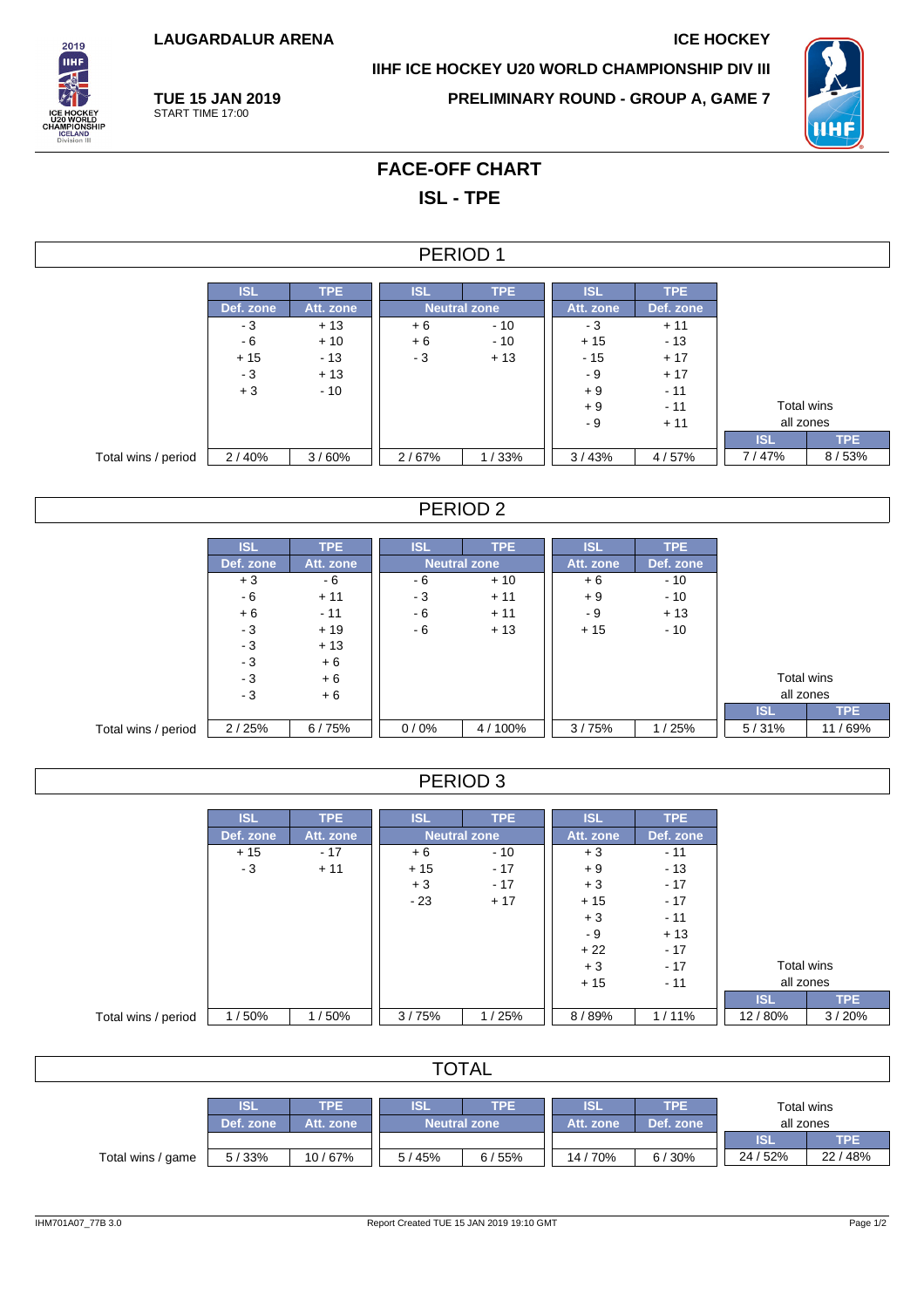LAUGARDALUR ARENA

ICE HOCKEY

IIHF ICE HOCKEY U20 WORLD CHAMPIONSHIP DIV III

**TUE 15 JAN 2019**
START TIME 17:00

PRELIMINARY ROUND - GROUP A, GAME 7

# FACE-OFF CHART

## ISL - TPE

### PERIOD 1

| | ISL | TPE | ISL | TPE | ISL | TPE | | |
|---|---|---|---|---|---|---|---|---|
| | Def. zone | Att. zone | Neutral zone | | Att. zone | Def. zone | | |
| | - 3 | + 13 | + 6 | - 10 | - 3 | + 11 | | |
| | - 6 | + 10 | + 6 | - 10 | + 15 | - 13 | | |
| | + 15 | - 13 | - 3 | + 13 | - 15 | + 17 | | |
| | - 3 | + 13 | | | - 9 | + 17 | | |
| | + 3 | - 10 | | | + 9 | - 11 | | |
| | | | | | + 9 | - 11 | Total wins all zones | |
| | | | | | - 9 | + 11 | ISL | TPE |
| Total wins / period | 2 / 40% | 3 / 60% | 2 / 67% | 1 / 33% | 3 / 43% | 4 / 57% | 7 / 47% | 8 / 53% |

### PERIOD 2

| | ISL | TPE | ISL | TPE | ISL | TPE | | |
|---|---|---|---|---|---|---|---|---|
| | Def. zone | Att. zone | Neutral zone | | Att. zone | Def. zone | | |
| | + 3 | - 6 | - 6 | + 10 | + 6 | - 10 | | |
| | - 6 | + 11 | - 3 | + 11 | + 9 | - 10 | | |
| | + 6 | - 11 | - 6 | + 11 | - 9 | + 13 | | |
| | - 3 | + 19 | - 6 | + 13 | + 15 | - 10 | | |
| | - 3 | + 13 | | | | | | |
| | - 3 | + 6 | | | | | | |
| | - 3 | + 6 | | | | | Total wins all zones | |
| | - 3 | + 6 | | | | | ISL | TPE |
| Total wins / period | 2 / 25% | 6 / 75% | 0 / 0% | 4 / 100% | 3 / 75% | 1 / 25% | 5 / 31% | 11 / 69% |

### PERIOD 3

| | ISL | TPE | ISL | TPE | ISL | TPE | | |
|---|---|---|---|---|---|---|---|---|
| | Def. zone | Att. zone | Neutral zone | | Att. zone | Def. zone | | |
| | + 15 | - 17 | + 6 | - 10 | + 3 | - 11 | | |
| | - 3 | + 11 | + 15 | - 17 | + 9 | - 13 | | |
| | | | + 3 | - 17 | + 3 | - 17 | | |
| | | | - 23 | + 17 | + 15 | - 17 | | |
| | | | | | + 3 | - 11 | | |
| | | | | | - 9 | + 13 | | |
| | | | | | + 22 | - 17 | | |
| | | | | | + 3 | - 17 | Total wins all zones | |
| | | | | | + 15 | - 11 | ISL | TPE |
| Total wins / period | 1 / 50% | 1 / 50% | 3 / 75% | 1 / 25% | 8 / 89% | 1 / 11% | 12 / 80% | 3 / 20% |

### TOTAL

| | ISL | TPE | ISL | TPE | ISL | TPE | Total wins all zones | |
|---|---|---|---|---|---|---|---|---|
| | Def. zone | Att. zone | Neutral zone | | Att. zone | Def. zone | ISL | TPE |
| Total wins / game | 5 / 33% | 10 / 67% | 5 / 45% | 6 / 55% | 14 / 70% | 6 / 30% | 24 / 52% | 22 / 48% |

IHM701A07_77B 3.0 Report Created TUE 15 JAN 2019 19:10 GMT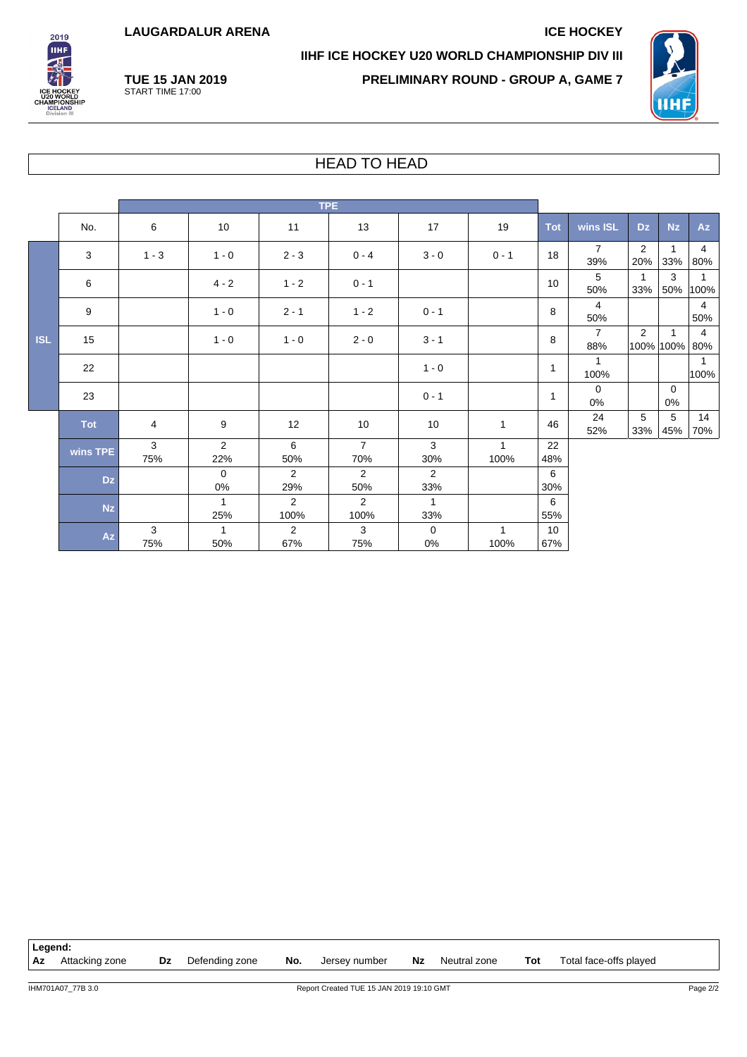LAUGARDALUR ARENA

ICE HOCKEY

IIHF ICE HOCKEY U20 WORLD CHAMPIONSHIP DIV III

**TUE 15 JAN 2019**
START TIME 17:00

**PRELIMINARY ROUND - GROUP A, GAME 7**

# HEAD TO HEAD

| | | TPE | | | | | | | | | | |
|---|---|---|---|---|---|---|---|---|---|---|---|---|
| | No. | 6 | 10 | 11 | 13 | 17 | 19 | Tot | wins ISL | Dz | Nz | Az |
| ISL | 3 | 1 - 3 | 1 - 0 | 2 - 3 | 0 - 4 | 3 - 0 | 0 - 1 | 18 | 7 39% | 2 20% | 1 33% | 4 80% |
| | 6 | | 4 - 2 | 1 - 2 | 0 - 1 | | | 10 | 5 50% | 1 33% | 3 50% | 1 100% |
| | 9 | | 1 - 0 | 2 - 1 | 1 - 2 | 0 - 1 | | 8 | 4 50% | | | 4 50% |
| | 15 | | 1 - 0 | 1 - 0 | 2 - 0 | 3 - 1 | | 8 | 7 88% | 2 100% | 1 100% | 4 80% |
| | 22 | | | | | 1 - 0 | | 1 | 1 100% | | | 1 100% |
| | 23 | | | | | 0 - 1 | | 1 | 0 0% | | 0 0% | |
| | Tot | 4 | 9 | 12 | 10 | 10 | 1 | 46 | 24 52% | 5 33% | 5 45% | 14 70% |
| | wins TPE | 3 75% | 2 22% | 6 50% | 7 70% | 3 30% | 1 100% | 22 48% | | | | |
| | Dz | | 0 0% | 2 29% | 2 50% | 2 33% | | 6 30% | | | | |
| | Nz | | 1 25% | 2 100% | 2 100% | 1 33% | | 6 55% | | | | |
| | Az | 3 75% | 1 50% | 2 67% | 3 75% | 0 0% | 1 100% | 10 67% | | | | |

**Legend:**

| | | | | | | | | | |
|---|---|---|---|---|---|---|---|---|---|
| **Az** | Attacking zone | **Dz** | Defending zone | **No.** | Jersey number | **Nz** | Neutral zone | **Tot** | Total face-offs played |

IHM701A07_77B 3.0 Report Created TUE 15 JAN 2019 19:10 GMT